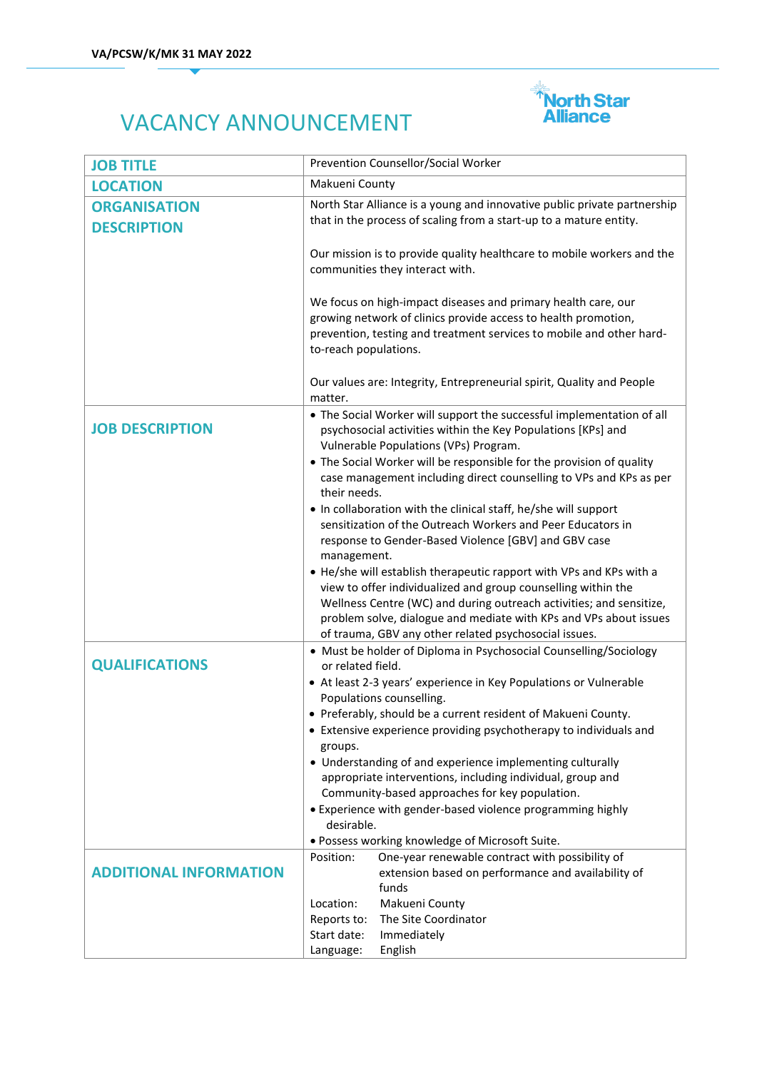VA/PCSW/K/MK 31 MAY 2022

North Star Alliance

# VACANCY ANNOUNCEMENT

| | |
|---|---|
| **JOB TITLE** | Prevention Counsellor/Social Worker |
| **LOCATION** | Makueni County |
| **ORGANISATION DESCRIPTION** | North Star Alliance is a young and innovative public private partnership that in the process of scaling from a start-up to a mature entity.<br><br>Our mission is to provide quality healthcare to mobile workers and the communities they interact with.<br><br>We focus on high-impact diseases and primary health care, our growing network of clinics provide access to health promotion, prevention, testing and treatment services to mobile and other hard-to-reach populations.<br><br>Our values are: Integrity, Entrepreneurial spirit, Quality and People matter. |
| **JOB DESCRIPTION** | • The Social Worker will support the successful implementation of all psychosocial activities within the Key Populations [KPs] and Vulnerable Populations (VPs) Program.<br>• The Social Worker will be responsible for the provision of quality case management including direct counselling to VPs and KPs as per their needs.<br>• In collaboration with the clinical staff, he/she will support sensitization of the Outreach Workers and Peer Educators in response to Gender-Based Violence [GBV] and GBV case management.<br>• He/she will establish therapeutic rapport with VPs and KPs with a view to offer individualized and group counselling within the Wellness Centre (WC) and during outreach activities; and sensitize, problem solve, dialogue and mediate with KPs and VPs about issues of trauma, GBV any other related psychosocial issues. |
| **QUALIFICATIONS** | • Must be holder of Diploma in Psychosocial Counselling/Sociology or related field.<br>• At least 2-3 years' experience in Key Populations or Vulnerable Populations counselling.<br>• Preferably, should be a current resident of Makueni County.<br>• Extensive experience providing psychotherapy to individuals and groups.<br>• Understanding of and experience implementing culturally appropriate interventions, including individual, group and Community-based approaches for key population.<br>• Experience with gender-based violence programming highly desirable.<br>• Possess working knowledge of Microsoft Suite. |
| **ADDITIONAL INFORMATION** | Position: One-year renewable contract with possibility of extension based on performance and availability of funds<br>Location: Makueni County<br>Reports to: The Site Coordinator<br>Start date: Immediately<br>Language: English |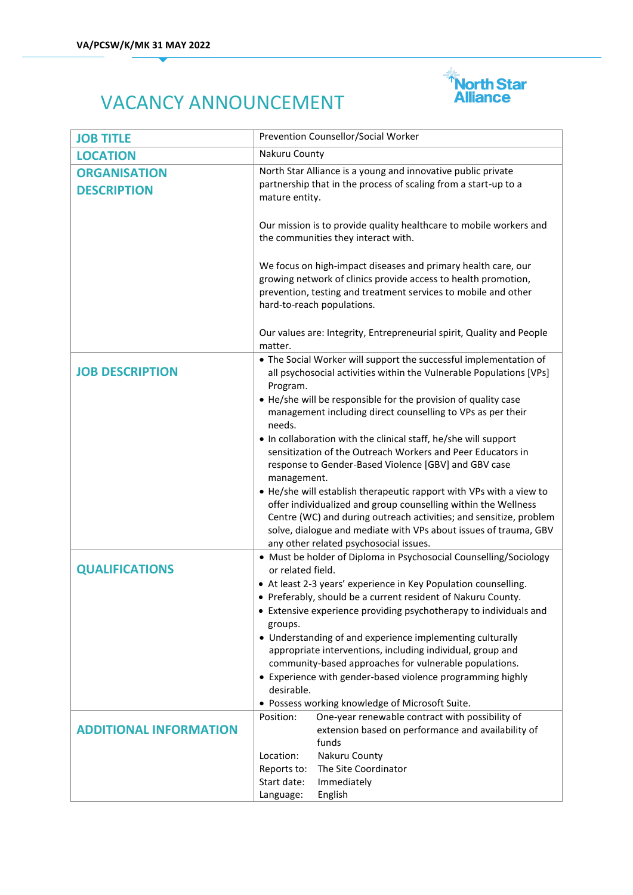VA/PCSW/K/MK 31 MAY 2022

# VACANCY ANNOUNCEMENT

North Star Alliance

| JOB TITLE | Prevention Counsellor/Social Worker |
|---|---|
| LOCATION | Nakuru County |
| ORGANISATION DESCRIPTION | North Star Alliance is a young and innovative public private partnership that in the process of scaling from a start-up to a mature entity.<br><br>Our mission is to provide quality healthcare to mobile workers and the communities they interact with.<br><br>We focus on high-impact diseases and primary health care, our growing network of clinics provide access to health promotion, prevention, testing and treatment services to mobile and other hard-to-reach populations.<br><br>Our values are: Integrity, Entrepreneurial spirit, Quality and People matter. |
| JOB DESCRIPTION | • The Social Worker will support the successful implementation of all psychosocial activities within the Vulnerable Populations [VPs] Program.<br>• He/she will be responsible for the provision of quality case management including direct counselling to VPs as per their needs.<br>• In collaboration with the clinical staff, he/she will support sensitization of the Outreach Workers and Peer Educators in response to Gender-Based Violence [GBV] and GBV case management.<br>• He/she will establish therapeutic rapport with VPs with a view to offer individualized and group counselling within the Wellness Centre (WC) and during outreach activities; and sensitize, problem solve, dialogue and mediate with VPs about issues of trauma, GBV any other related psychosocial issues. |
| QUALIFICATIONS | • Must be holder of Diploma in Psychosocial Counselling/Sociology or related field.<br>• At least 2-3 years' experience in Key Population counselling.<br>• Preferably, should be a current resident of Nakuru County.<br>• Extensive experience providing psychotherapy to individuals and groups.<br>• Understanding of and experience implementing culturally appropriate interventions, including individual, group and community-based approaches for vulnerable populations.<br>• Experience with gender-based violence programming highly desirable.<br>• Possess working knowledge of Microsoft Suite. |
| ADDITIONAL INFORMATION | Position: One-year renewable contract with possibility of extension based on performance and availability of funds<br>Location: Nakuru County<br>Reports to: The Site Coordinator<br>Start date: Immediately<br>Language: English |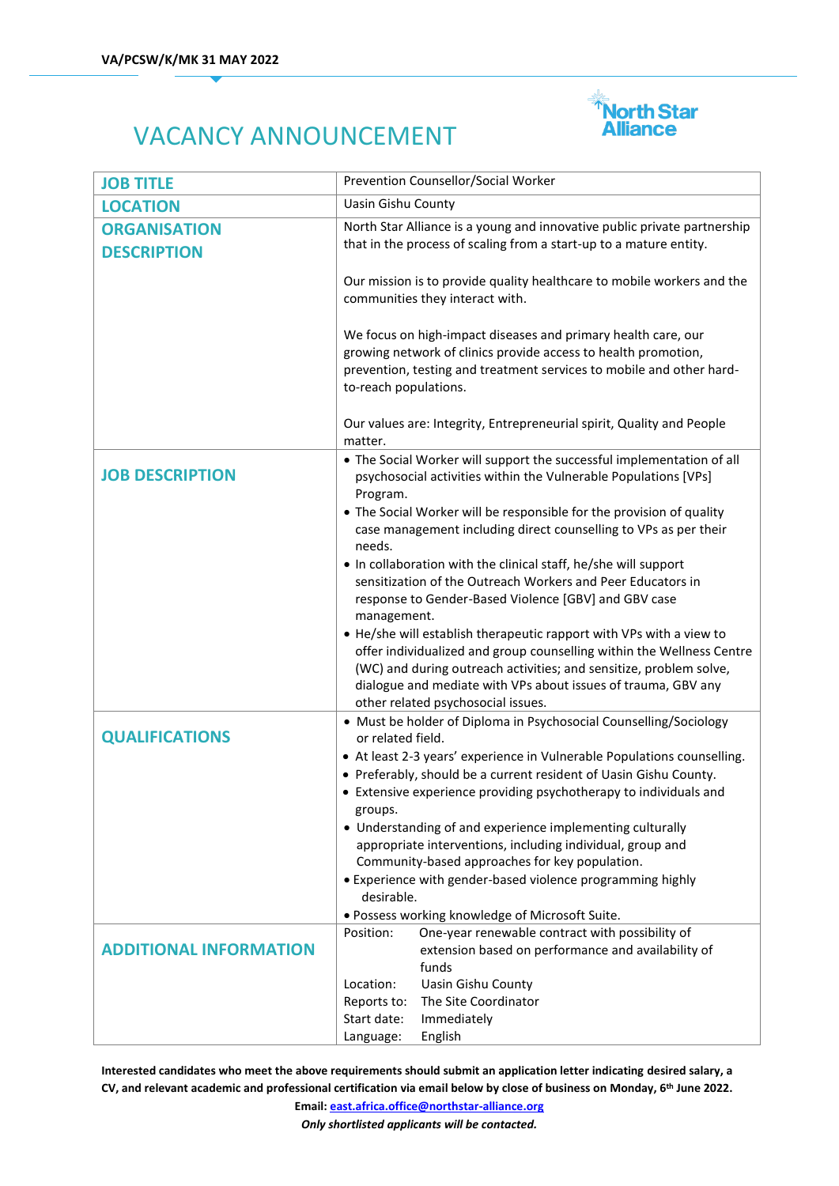VA/PCSW/K/MK 31 MAY 2022

# VACANCY ANNOUNCEMENT

North Star Alliance

| | |
|---|---|
| **JOB TITLE** | Prevention Counsellor/Social Worker |
| **LOCATION** | Uasin Gishu County |
| **ORGANISATION DESCRIPTION** | North Star Alliance is a young and innovative public private partnership that in the process of scaling from a start-up to a mature entity.<br><br>Our mission is to provide quality healthcare to mobile workers and the communities they interact with.<br><br>We focus on high-impact diseases and primary health care, our growing network of clinics provide access to health promotion, prevention, testing and treatment services to mobile and other hard-to-reach populations.<br><br>Our values are: Integrity, Entrepreneurial spirit, Quality and People matter. |
| **JOB DESCRIPTION** | • The Social Worker will support the successful implementation of all psychosocial activities within the Vulnerable Populations [VPs] Program.<br>• The Social Worker will be responsible for the provision of quality case management including direct counselling to VPs as per their needs.<br>• In collaboration with the clinical staff, he/she will support sensitization of the Outreach Workers and Peer Educators in response to Gender-Based Violence [GBV] and GBV case management.<br>• He/she will establish therapeutic rapport with VPs with a view to offer individualized and group counselling within the Wellness Centre (WC) and during outreach activities; and sensitize, problem solve, dialogue and mediate with VPs about issues of trauma, GBV any other related psychosocial issues. |
| **QUALIFICATIONS** | • Must be holder of Diploma in Psychosocial Counselling/Sociology or related field.<br>• At least 2-3 years' experience in Vulnerable Populations counselling.<br>• Preferably, should be a current resident of Uasin Gishu County.<br>• Extensive experience providing psychotherapy to individuals and groups.<br>• Understanding of and experience implementing culturally appropriate interventions, including individual, group and Community-based approaches for key population.<br>• Experience with gender-based violence programming highly desirable.<br>• Possess working knowledge of Microsoft Suite. |
| **ADDITIONAL INFORMATION** | Position: One-year renewable contract with possibility of extension based on performance and availability of funds<br>Location: Uasin Gishu County<br>Reports to: The Site Coordinator<br>Start date: Immediately<br>Language: English |

**Interested candidates who meet the above requirements should submit an application letter indicating desired salary, a CV, and relevant academic and professional certification via email below by close of business on Monday, 6th June 2022.**

**Email: east.africa.office@northstar-alliance.org**

***Only shortlisted applicants will be contacted.***